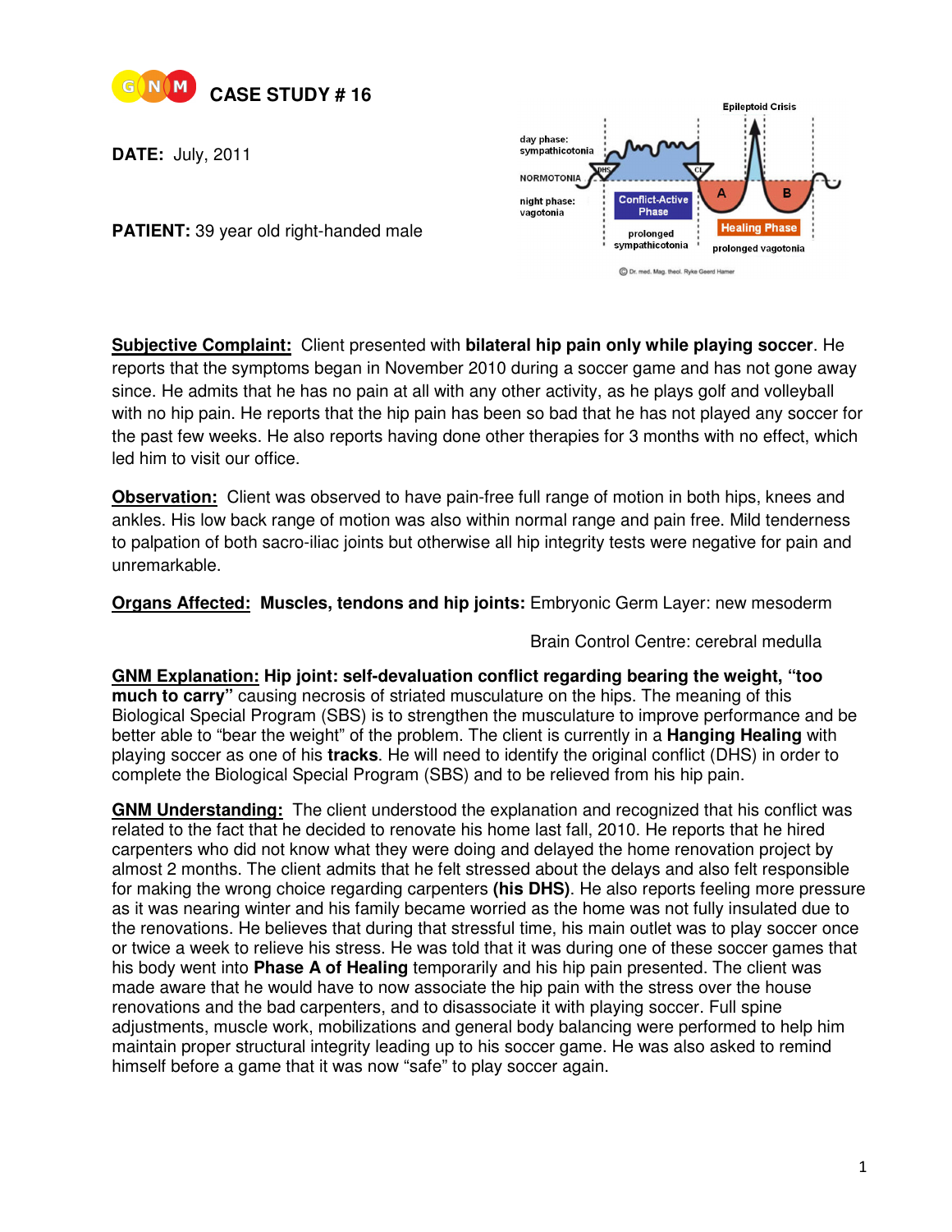GNM **CASE STUDY # 16**

**DATE:** July, 2011

**PATIENT:** 39 year old right-handed male

Epileptoid Crisis
day phase: sympathicotonia
NORMOTONIA
night phase: vagotonia
DHS
CL
Conflict-Active Phase
prolonged sympathicotonia
A
B
Healing Phase
prolonged vagotonia
© Dr. med. Mag. theol. Ryke Geerd Hamer

**Subjective Complaint:** Client presented with **bilateral hip pain only while playing soccer**. He reports that the symptoms began in November 2010 during a soccer game and has not gone away since. He admits that he has no pain at all with any other activity, as he plays golf and volleyball with no hip pain. He reports that the hip pain has been so bad that he has not played any soccer for the past few weeks. He also reports having done other therapies for 3 months with no effect, which led him to visit our office.

**Observation:** Client was observed to have pain-free full range of motion in both hips, knees and ankles. His low back range of motion was also within normal range and pain free. Mild tenderness to palpation of both sacro-iliac joints but otherwise all hip integrity tests were negative for pain and unremarkable.

**Organs Affected:** **Muscles, tendons and hip joints:** Embryonic Germ Layer: new mesoderm

Brain Control Centre: cerebral medulla

**GNM Explanation:** **Hip joint: self-devaluation conflict regarding bearing the weight, "too much to carry"** causing necrosis of striated musculature on the hips. The meaning of this Biological Special Program (SBS) is to strengthen the musculature to improve performance and be better able to "bear the weight" of the problem. The client is currently in a **Hanging Healing** with playing soccer as one of his **tracks**. He will need to identify the original conflict (DHS) in order to complete the Biological Special Program (SBS) and to be relieved from his hip pain.

**GNM Understanding:** The client understood the explanation and recognized that his conflict was related to the fact that he decided to renovate his home last fall, 2010. He reports that he hired carpenters who did not know what they were doing and delayed the home renovation project by almost 2 months. The client admits that he felt stressed about the delays and also felt responsible for making the wrong choice regarding carpenters **(his DHS)**. He also reports feeling more pressure as it was nearing winter and his family became worried as the home was not fully insulated due to the renovations. He believes that during that stressful time, his main outlet was to play soccer once or twice a week to relieve his stress. He was told that it was during one of these soccer games that his body went into **Phase A of Healing** temporarily and his hip pain presented. The client was made aware that he would have to now associate the hip pain with the stress over the house renovations and the bad carpenters, and to disassociate it with playing soccer. Full spine adjustments, muscle work, mobilizations and general body balancing were performed to help him maintain proper structural integrity leading up to his soccer game. He was also asked to remind himself before a game that it was now "safe" to play soccer again.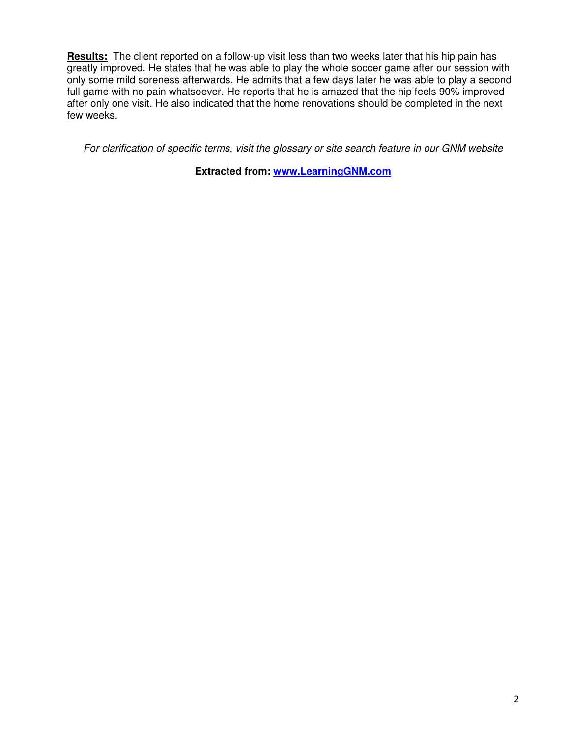**Results:** The client reported on a follow-up visit less than two weeks later that his hip pain has greatly improved. He states that he was able to play the whole soccer game after our session with only some mild soreness afterwards. He admits that a few days later he was able to play a second full game with no pain whatsoever. He reports that he is amazed that the hip feels 90% improved after only one visit. He also indicated that the home renovations should be completed in the next few weeks.

*For clarification of specific terms, visit the glossary or site search feature in our GNM website*

**Extracted from: [www.LearningGNM.com](http://www.LearningGNM.com)**